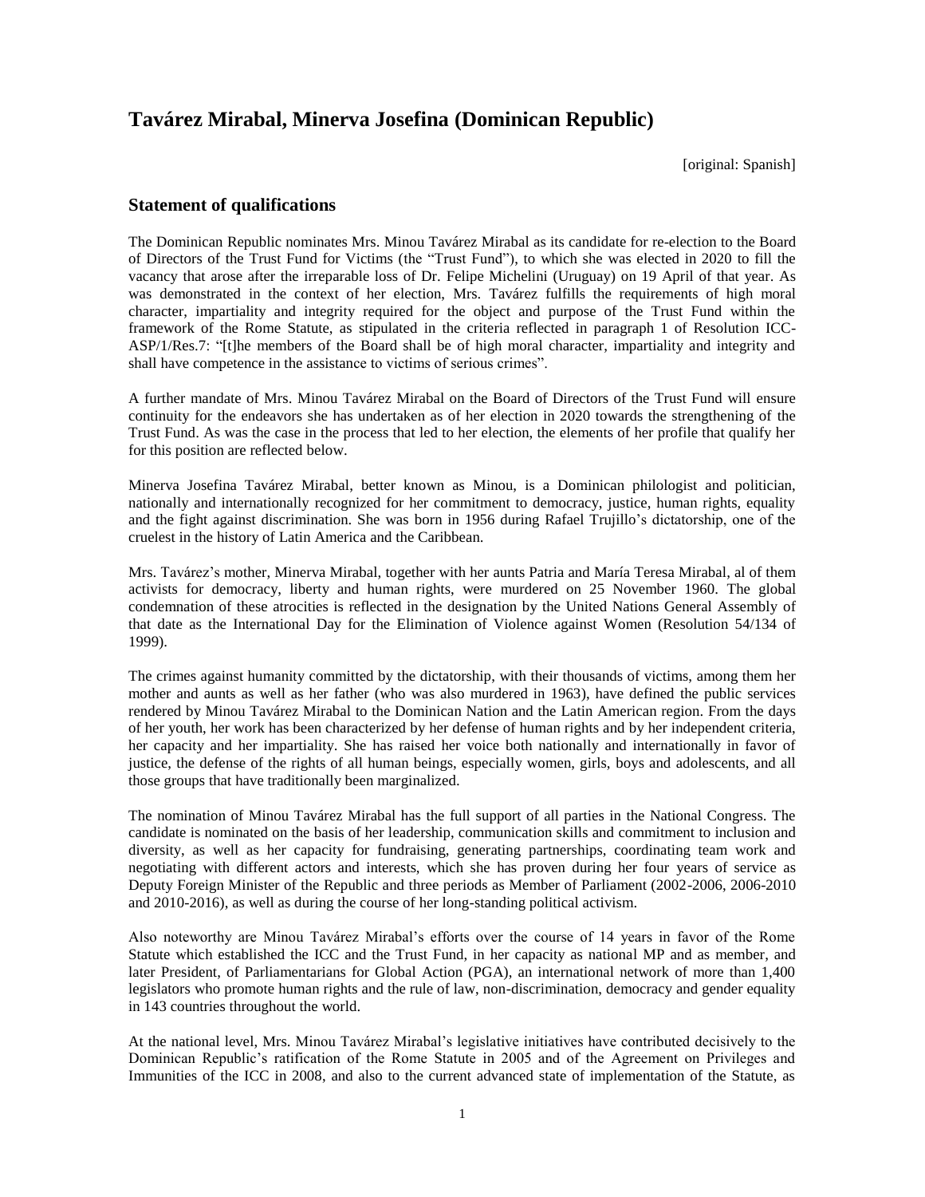# Tavárez Mirabal, Minerva Josefina (Dominican Republic)

[original: Spanish]

## Statement of qualifications

The Dominican Republic nominates Mrs. Minou Tavárez Mirabal as its candidate for re-election to the Board of Directors of the Trust Fund for Victims (the "Trust Fund"), to which she was elected in 2020 to fill the vacancy that arose after the irreparable loss of Dr. Felipe Michelini (Uruguay) on 19 April of that year. As was demonstrated in the context of her election, Mrs. Tavárez fulfills the requirements of high moral character, impartiality and integrity required for the object and purpose of the Trust Fund within the framework of the Rome Statute, as stipulated in the criteria reflected in paragraph 1 of Resolution ICC-ASP/1/Res.7: "[t]he members of the Board shall be of high moral character, impartiality and integrity and shall have competence in the assistance to victims of serious crimes".

A further mandate of Mrs. Minou Tavárez Mirabal on the Board of Directors of the Trust Fund will ensure continuity for the endeavors she has undertaken as of her election in 2020 towards the strengthening of the Trust Fund. As was the case in the process that led to her election, the elements of her profile that qualify her for this position are reflected below.

Minerva Josefina Tavárez Mirabal, better known as Minou, is a Dominican philologist and politician, nationally and internationally recognized for her commitment to democracy, justice, human rights, equality and the fight against discrimination. She was born in 1956 during Rafael Trujillo's dictatorship, one of the cruelest in the history of Latin America and the Caribbean.

Mrs. Tavárez's mother, Minerva Mirabal, together with her aunts Patria and María Teresa Mirabal, al of them activists for democracy, liberty and human rights, were murdered on 25 November 1960. The global condemnation of these atrocities is reflected in the designation by the United Nations General Assembly of that date as the International Day for the Elimination of Violence against Women (Resolution 54/134 of 1999).

The crimes against humanity committed by the dictatorship, with their thousands of victims, among them her mother and aunts as well as her father (who was also murdered in 1963), have defined the public services rendered by Minou Tavárez Mirabal to the Dominican Nation and the Latin American region. From the days of her youth, her work has been characterized by her defense of human rights and by her independent criteria, her capacity and her impartiality. She has raised her voice both nationally and internationally in favor of justice, the defense of the rights of all human beings, especially women, girls, boys and adolescents, and all those groups that have traditionally been marginalized.

The nomination of Minou Tavárez Mirabal has the full support of all parties in the National Congress. The candidate is nominated on the basis of her leadership, communication skills and commitment to inclusion and diversity, as well as her capacity for fundraising, generating partnerships, coordinating team work and negotiating with different actors and interests, which she has proven during her four years of service as Deputy Foreign Minister of the Republic and three periods as Member of Parliament (2002-2006, 2006-2010 and 2010-2016), as well as during the course of her long-standing political activism.

Also noteworthy are Minou Tavárez Mirabal's efforts over the course of 14 years in favor of the Rome Statute which established the ICC and the Trust Fund, in her capacity as national MP and as member, and later President, of Parliamentarians for Global Action (PGA), an international network of more than 1,400 legislators who promote human rights and the rule of law, non-discrimination, democracy and gender equality in 143 countries throughout the world.

At the national level, Mrs. Minou Tavárez Mirabal's legislative initiatives have contributed decisively to the Dominican Republic's ratification of the Rome Statute in 2005 and of the Agreement on Privileges and Immunities of the ICC in 2008, and also to the current advanced state of implementation of the Statute, as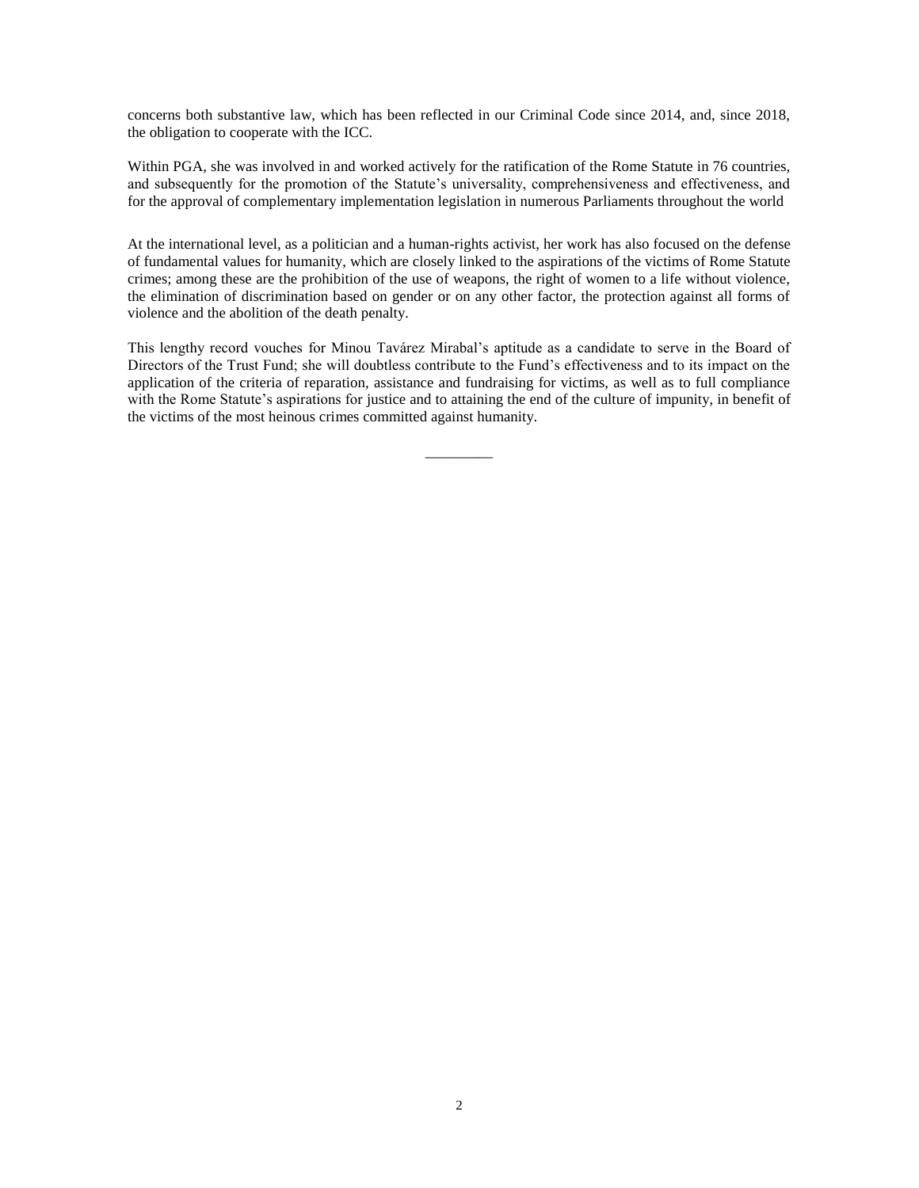concerns both substantive law, which has been reflected in our Criminal Code since 2014, and, since 2018, the obligation to cooperate with the ICC.

Within PGA, she was involved in and worked actively for the ratification of the Rome Statute in 76 countries, and subsequently for the promotion of the Statute's universality, comprehensiveness and effectiveness, and for the approval of complementary implementation legislation in numerous Parliaments throughout the world

At the international level, as a politician and a human-rights activist, her work has also focused on the defense of fundamental values for humanity, which are closely linked to the aspirations of the victims of Rome Statute crimes; among these are the prohibition of the use of weapons, the right of women to a life without violence, the elimination of discrimination based on gender or on any other factor, the protection against all forms of violence and the abolition of the death penalty.

This lengthy record vouches for Minou Tavárez Mirabal's aptitude as a candidate to serve in the Board of Directors of the Trust Fund; she will doubtless contribute to the Fund's effectiveness and to its impact on the application of the criteria of reparation, assistance and fundraising for victims, as well as to full compliance with the Rome Statute's aspirations for justice and to attaining the end of the culture of impunity, in benefit of the victims of the most heinous crimes committed against humanity.

\_\_\_\_\_\_\_\_\_